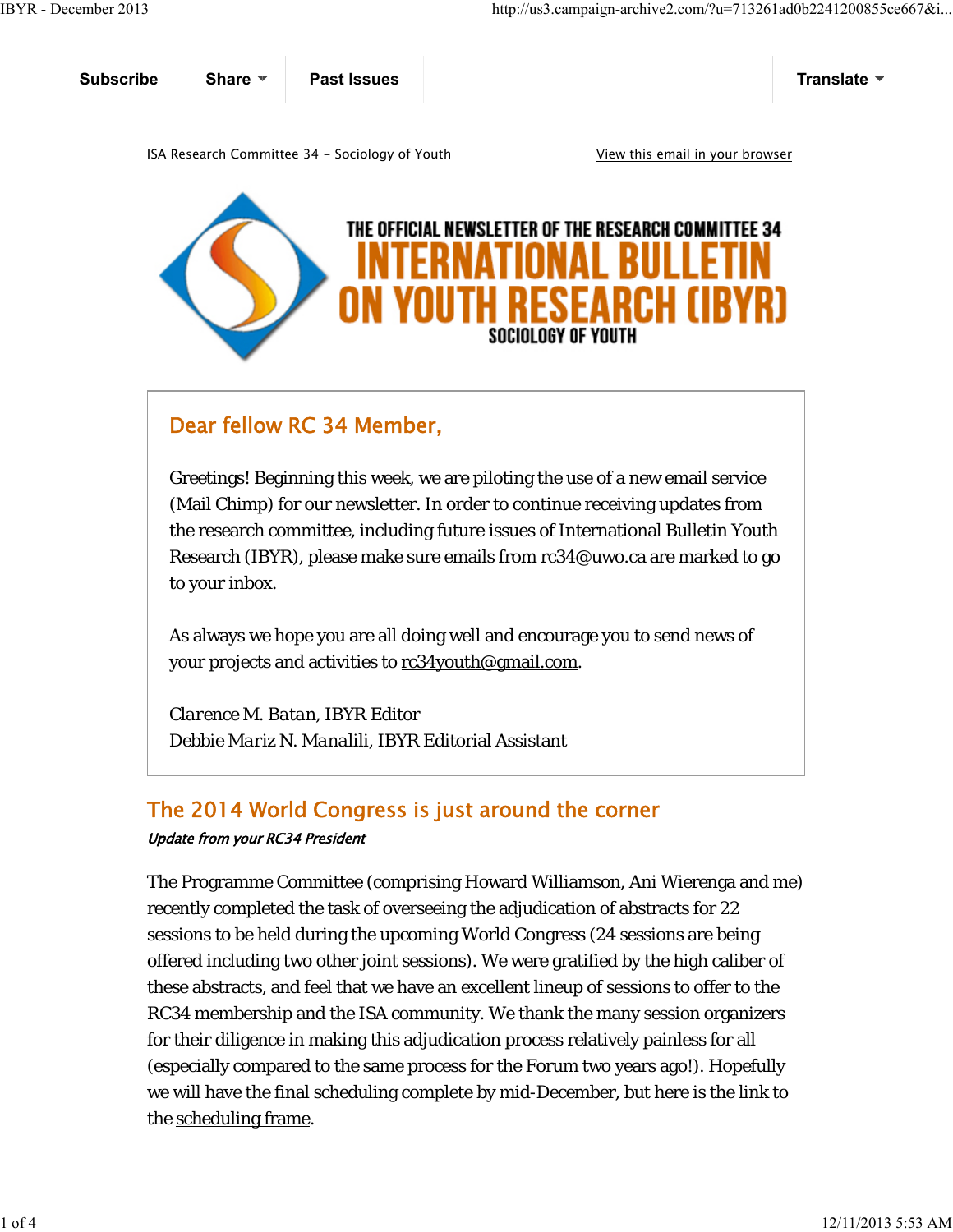Subscribe | Share | Past Issues | Translate

ISA Research Committee 34 - Sociology of Youth

View this email in your browser

THE OFFICIAL NEWSLETTER OF THE RESEARCH COMMITTEE 34

# INTERNATIONAL BULLETIN ON YOUTH RESEARCH (IBYR)

SOCIOLOGY OF YOUTH

## Dear fellow RC 34 Member,

Greetings! Beginning this week, we are piloting the use of a new email service (Mail Chimp) for our newsletter. In order to continue receiving updates from the research committee, including future issues of International Bulletin Youth Research (IBYR), please make sure emails from rc34@uwo.ca are marked to go to your inbox.

As always we hope you are all doing well and encourage you to send news of your projects and activities to rc34youth@gmail.com.

*Clarence M. Batan*, IBYR Editor
Debbie Mariz N. Manalili, IBYR Editorial Assistant

## The 2014 World Congress is just around the corner

*Update from your RC34 President*

The Programme Committee (comprising Howard Williamson, Ani Wierenga and me) recently completed the task of overseeing the adjudication of abstracts for 22 sessions to be held during the upcoming World Congress (24 sessions are being offered including two other joint sessions). We were gratified by the high caliber of these abstracts, and feel that we have an excellent lineup of sessions to offer to the RC34 membership and the ISA community. We thank the many session organizers for their diligence in making this adjudication process relatively painless for all (especially compared to the same process for the Forum two years ago!). Hopefully we will have the final scheduling complete by mid-December, but here is the link to the scheduling frame.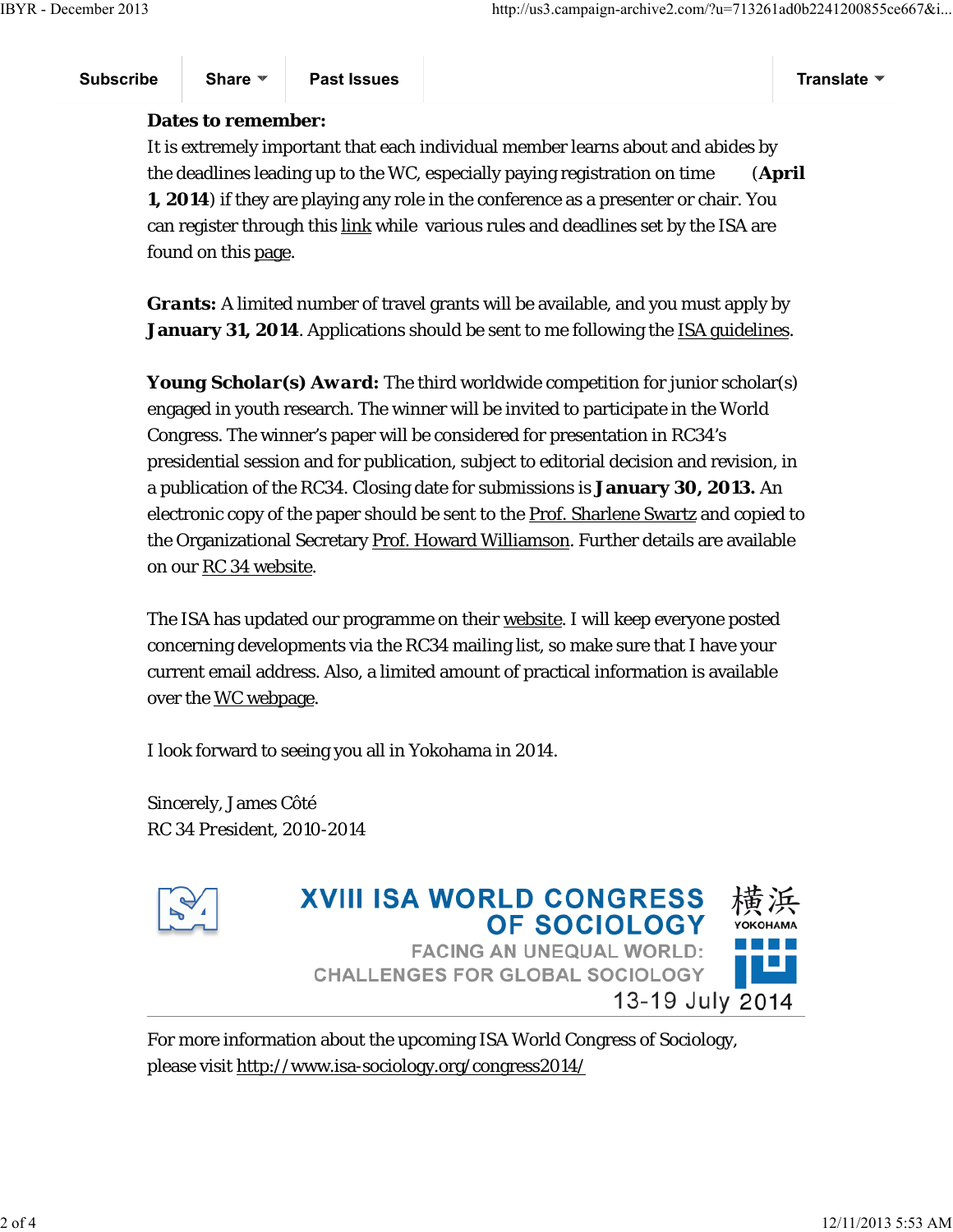**Dates to remember:**
It is extremely important that each individual member learns about and abides by the deadlines leading up to the WC, especially paying registration on time (**April 1, 2014**) if they are playing any role in the conference as a presenter or chair. You can register through this link while various rules and deadlines set by the ISA are found on this page.

**Grants:** A limited number of travel grants will be available, and you must apply by **January 31, 2014**. Applications should be sent to me following the ISA guidelines.

**Young Scholar(s) Award:** The third worldwide competition for junior scholar(s) engaged in youth research. The winner will be invited to participate in the World Congress. The winner's paper will be considered for presentation in RC34's presidential session and for publication, subject to editorial decision and revision, in a publication of the RC34. Closing date for submissions is **January 30, 2013.** An electronic copy of the paper should be sent to the Prof. Sharlene Swartz and copied to the Organizational Secretary Prof. Howard Williamson. Further details are available on our RC 34 website.

The ISA has updated our programme on their website. I will keep everyone posted concerning developments via the RC34 mailing list, so make sure that I have your current email address. Also, a limited amount of practical information is available over the WC webpage.

I look forward to seeing you all in Yokohama in 2014.

Sincerely, James Côté
RC 34 President, 2010-2014

XVIII ISA WORLD CONGRESS OF SOCIOLOGY
FACING AN UNEQUAL WORLD: CHALLENGES FOR GLOBAL SOCIOLOGY
横浜 YOKOHAMA
13-19 July 2014

---

For more information about the upcoming ISA World Congress of Sociology, please visit http://www.isa-sociology.org/congress2014/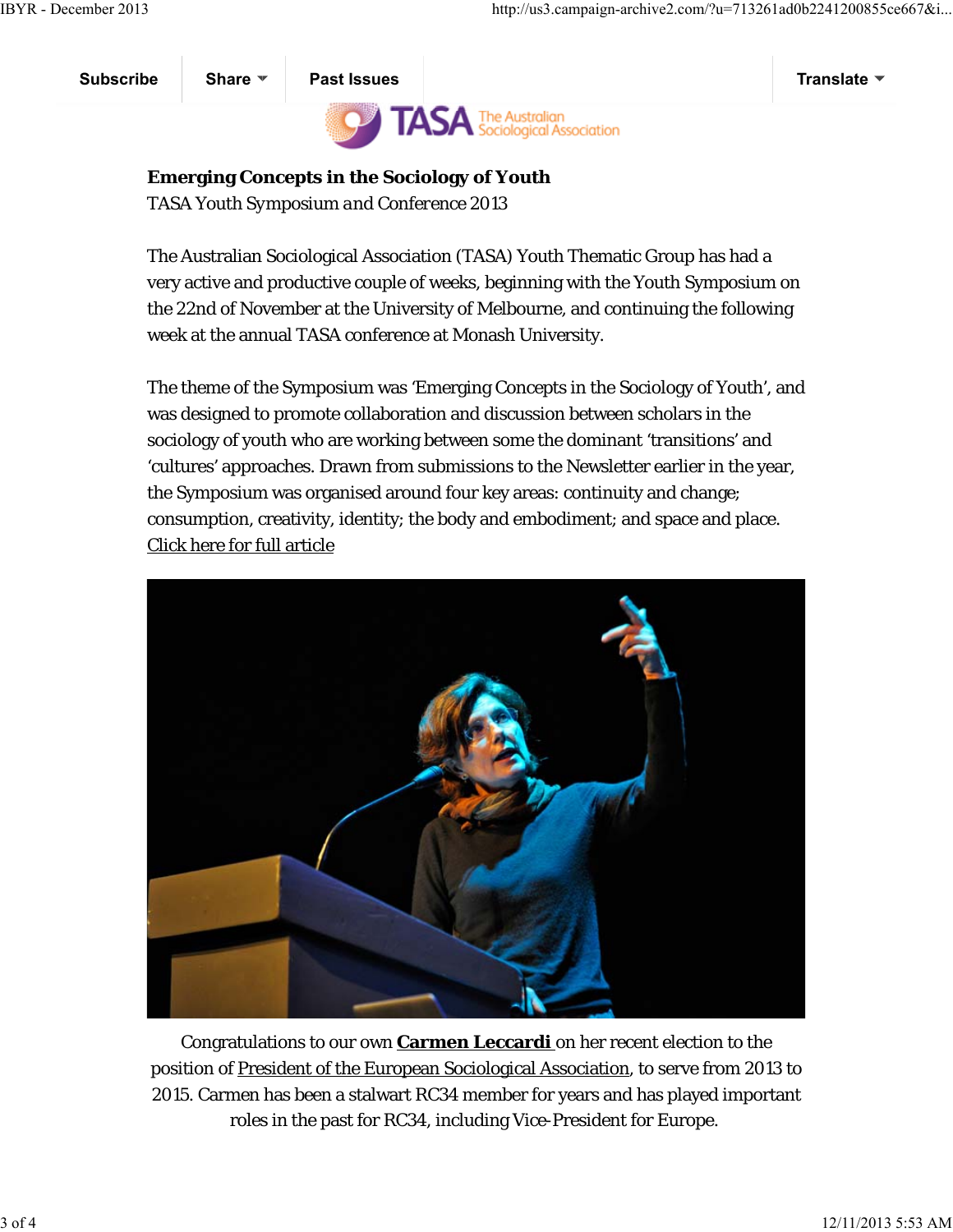**Emerging Concepts in the Sociology of Youth**
TASA Youth Symposium and Conference 2013

The Australian Sociological Association (TASA) Youth Thematic Group has had a very active and productive couple of weeks, beginning with the Youth Symposium on the 22nd of November at the University of Melbourne, and continuing the following week at the annual TASA conference at Monash University.

The theme of the Symposium was 'Emerging Concepts in the Sociology of Youth', and was designed to promote collaboration and discussion between scholars in the sociology of youth who are working between some the dominant 'transitions' and 'cultures' approaches. Drawn from submissions to the Newsletter earlier in the year, the Symposium was organised around four key areas: continuity and change; consumption, creativity, identity; the body and embodiment; and space and place. Click here for full article

Congratulations to our own **Carmen Leccardi** on her recent election to the position of President of the European Sociological Association, to serve from 2013 to 2015. Carmen has been a stalwart RC34 member for years and has played important roles in the past for RC34, including Vice-President for Europe.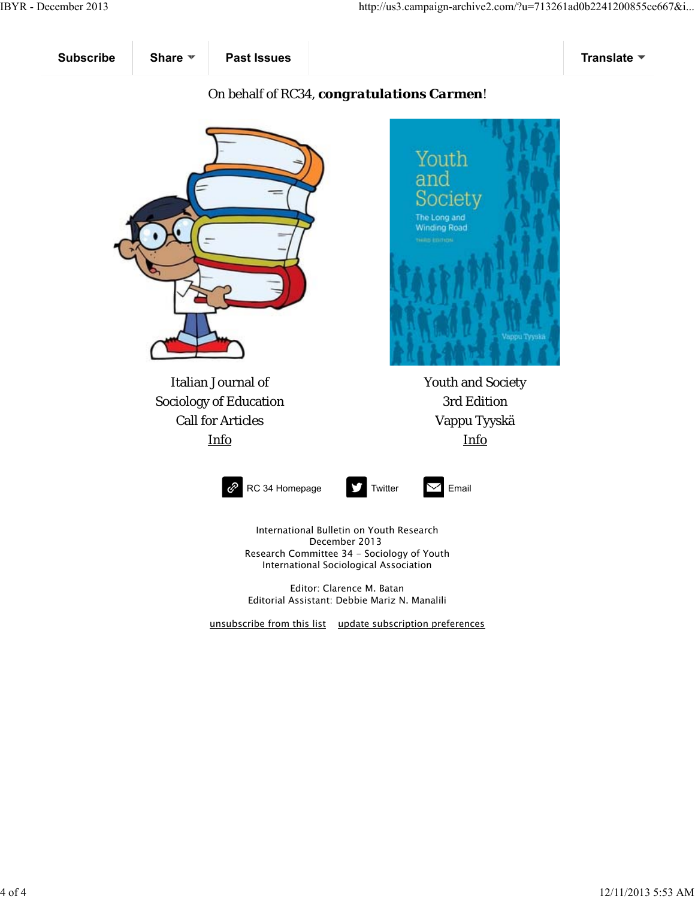Subscribe | Share | Past Issues | Translate

On behalf of RC34, **congratulations Carmen**!

Italian Journal of
Sociology of Education
Call for Articles
Info

Youth and Society
3rd Edition
Vappu Tyyskä
Info

RC 34 Homepage | Twitter | Email

International Bulletin on Youth Research
December 2013
Research Committee 34 - Sociology of Youth
International Sociological Association

Editor: Clarence M. Batan
Editorial Assistant: Debbie Mariz N. Manalili

unsubscribe from this list | update subscription preferences